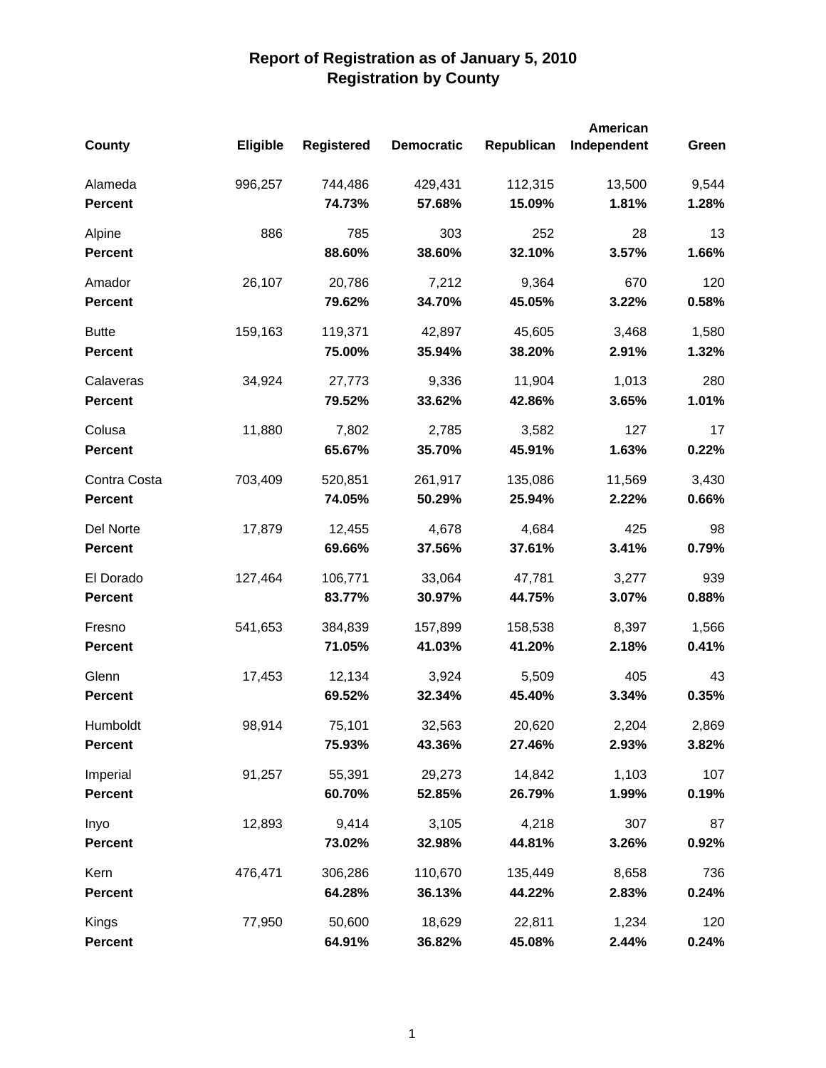# Report of Registration as of January 5, 2010
## Registration by County

| County | Eligible | Registered | Democratic | Republican | American Independent | Green |
|---|---|---|---|---|---|---|
| Alameda | 996,257 | 744,486 | 429,431 | 112,315 | 13,500 | 9,544 |
| **Percent** | | **74.73%** | **57.68%** | **15.09%** | **1.81%** | **1.28%** |
| Alpine | 886 | 785 | 303 | 252 | 28 | 13 |
| **Percent** | | **88.60%** | **38.60%** | **32.10%** | **3.57%** | **1.66%** |
| Amador | 26,107 | 20,786 | 7,212 | 9,364 | 670 | 120 |
| **Percent** | | **79.62%** | **34.70%** | **45.05%** | **3.22%** | **0.58%** |
| Butte | 159,163 | 119,371 | 42,897 | 45,605 | 3,468 | 1,580 |
| **Percent** | | **75.00%** | **35.94%** | **38.20%** | **2.91%** | **1.32%** |
| Calaveras | 34,924 | 27,773 | 9,336 | 11,904 | 1,013 | 280 |
| **Percent** | | **79.52%** | **33.62%** | **42.86%** | **3.65%** | **1.01%** |
| Colusa | 11,880 | 7,802 | 2,785 | 3,582 | 127 | 17 |
| **Percent** | | **65.67%** | **35.70%** | **45.91%** | **1.63%** | **0.22%** |
| Contra Costa | 703,409 | 520,851 | 261,917 | 135,086 | 11,569 | 3,430 |
| **Percent** | | **74.05%** | **50.29%** | **25.94%** | **2.22%** | **0.66%** |
| Del Norte | 17,879 | 12,455 | 4,678 | 4,684 | 425 | 98 |
| **Percent** | | **69.66%** | **37.56%** | **37.61%** | **3.41%** | **0.79%** |
| El Dorado | 127,464 | 106,771 | 33,064 | 47,781 | 3,277 | 939 |
| **Percent** | | **83.77%** | **30.97%** | **44.75%** | **3.07%** | **0.88%** |
| Fresno | 541,653 | 384,839 | 157,899 | 158,538 | 8,397 | 1,566 |
| **Percent** | | **71.05%** | **41.03%** | **41.20%** | **2.18%** | **0.41%** |
| Glenn | 17,453 | 12,134 | 3,924 | 5,509 | 405 | 43 |
| **Percent** | | **69.52%** | **32.34%** | **45.40%** | **3.34%** | **0.35%** |
| Humboldt | 98,914 | 75,101 | 32,563 | 20,620 | 2,204 | 2,869 |
| **Percent** | | **75.93%** | **43.36%** | **27.46%** | **2.93%** | **3.82%** |
| Imperial | 91,257 | 55,391 | 29,273 | 14,842 | 1,103 | 107 |
| **Percent** | | **60.70%** | **52.85%** | **26.79%** | **1.99%** | **0.19%** |
| Inyo | 12,893 | 9,414 | 3,105 | 4,218 | 307 | 87 |
| **Percent** | | **73.02%** | **32.98%** | **44.81%** | **3.26%** | **0.92%** |
| Kern | 476,471 | 306,286 | 110,670 | 135,449 | 8,658 | 736 |
| **Percent** | | **64.28%** | **36.13%** | **44.22%** | **2.83%** | **0.24%** |
| Kings | 77,950 | 50,600 | 18,629 | 22,811 | 1,234 | 120 |
| **Percent** | | **64.91%** | **36.82%** | **45.08%** | **2.44%** | **0.24%** |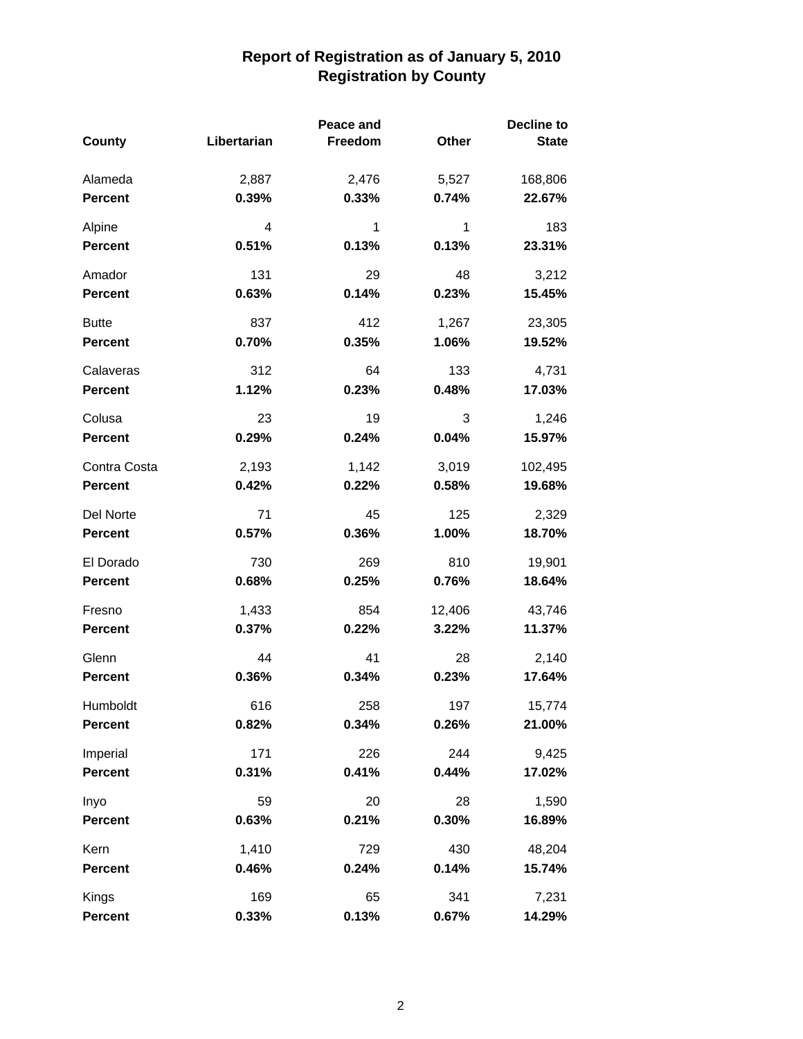# Report of Registration as of January 5, 2010
## Registration by County

| County | Libertarian | Peace and Freedom | Other | Decline to State |
|---|---|---|---|---|
| Alameda | 2,887 | 2,476 | 5,527 | 168,806 |
| **Percent** | **0.39%** | **0.33%** | **0.74%** | **22.67%** |
| Alpine | 4 | 1 | 1 | 183 |
| **Percent** | **0.51%** | **0.13%** | **0.13%** | **23.31%** |
| Amador | 131 | 29 | 48 | 3,212 |
| **Percent** | **0.63%** | **0.14%** | **0.23%** | **15.45%** |
| Butte | 837 | 412 | 1,267 | 23,305 |
| **Percent** | **0.70%** | **0.35%** | **1.06%** | **19.52%** |
| Calaveras | 312 | 64 | 133 | 4,731 |
| **Percent** | **1.12%** | **0.23%** | **0.48%** | **17.03%** |
| Colusa | 23 | 19 | 3 | 1,246 |
| **Percent** | **0.29%** | **0.24%** | **0.04%** | **15.97%** |
| Contra Costa | 2,193 | 1,142 | 3,019 | 102,495 |
| **Percent** | **0.42%** | **0.22%** | **0.58%** | **19.68%** |
| Del Norte | 71 | 45 | 125 | 2,329 |
| **Percent** | **0.57%** | **0.36%** | **1.00%** | **18.70%** |
| El Dorado | 730 | 269 | 810 | 19,901 |
| **Percent** | **0.68%** | **0.25%** | **0.76%** | **18.64%** |
| Fresno | 1,433 | 854 | 12,406 | 43,746 |
| **Percent** | **0.37%** | **0.22%** | **3.22%** | **11.37%** |
| Glenn | 44 | 41 | 28 | 2,140 |
| **Percent** | **0.36%** | **0.34%** | **0.23%** | **17.64%** |
| Humboldt | 616 | 258 | 197 | 15,774 |
| **Percent** | **0.82%** | **0.34%** | **0.26%** | **21.00%** |
| Imperial | 171 | 226 | 244 | 9,425 |
| **Percent** | **0.31%** | **0.41%** | **0.44%** | **17.02%** |
| Inyo | 59 | 20 | 28 | 1,590 |
| **Percent** | **0.63%** | **0.21%** | **0.30%** | **16.89%** |
| Kern | 1,410 | 729 | 430 | 48,204 |
| **Percent** | **0.46%** | **0.24%** | **0.14%** | **15.74%** |
| Kings | 169 | 65 | 341 | 7,231 |
| **Percent** | **0.33%** | **0.13%** | **0.67%** | **14.29%** |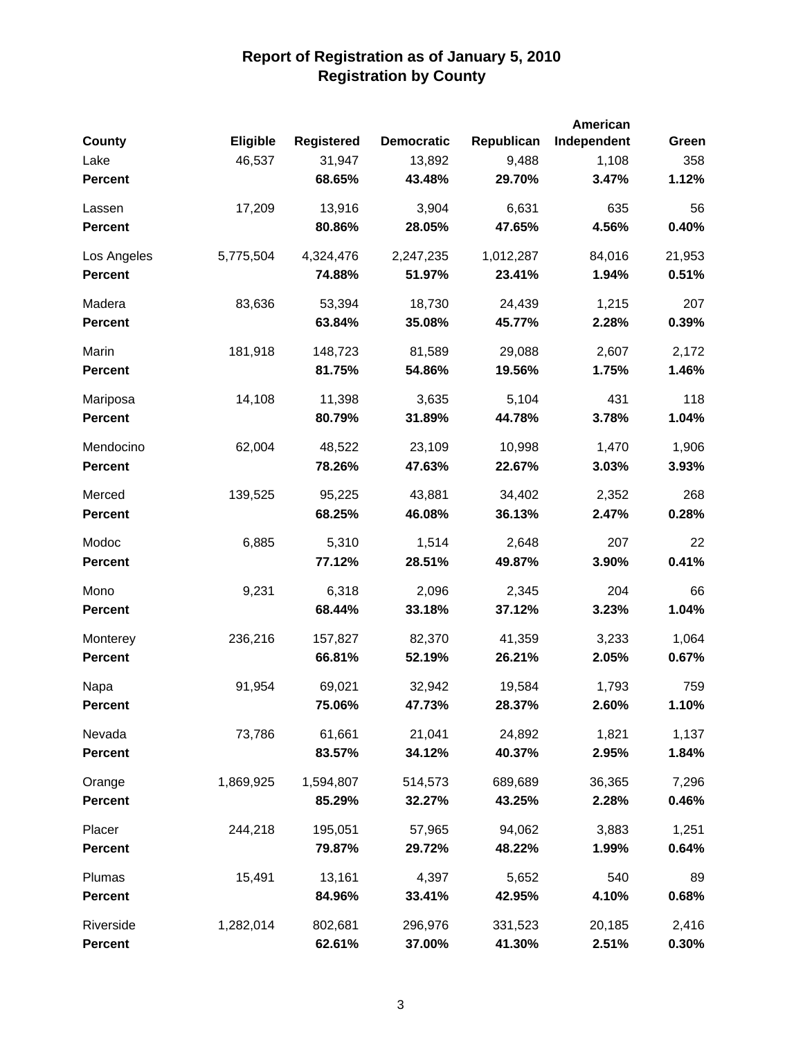# Report of Registration as of January 5, 2010
## Registration by County

| County | Eligible | Registered | Democratic | Republican | American Independent | Green |
|---|---|---|---|---|---|---|
| Lake | 46,537 | 31,947 | 13,892 | 9,488 | 1,108 | 358 |
| **Percent** | | **68.65%** | **43.48%** | **29.70%** | **3.47%** | **1.12%** |
| Lassen | 17,209 | 13,916 | 3,904 | 6,631 | 635 | 56 |
| **Percent** | | **80.86%** | **28.05%** | **47.65%** | **4.56%** | **0.40%** |
| Los Angeles | 5,775,504 | 4,324,476 | 2,247,235 | 1,012,287 | 84,016 | 21,953 |
| **Percent** | | **74.88%** | **51.97%** | **23.41%** | **1.94%** | **0.51%** |
| Madera | 83,636 | 53,394 | 18,730 | 24,439 | 1,215 | 207 |
| **Percent** | | **63.84%** | **35.08%** | **45.77%** | **2.28%** | **0.39%** |
| Marin | 181,918 | 148,723 | 81,589 | 29,088 | 2,607 | 2,172 |
| **Percent** | | **81.75%** | **54.86%** | **19.56%** | **1.75%** | **1.46%** |
| Mariposa | 14,108 | 11,398 | 3,635 | 5,104 | 431 | 118 |
| **Percent** | | **80.79%** | **31.89%** | **44.78%** | **3.78%** | **1.04%** |
| Mendocino | 62,004 | 48,522 | 23,109 | 10,998 | 1,470 | 1,906 |
| **Percent** | | **78.26%** | **47.63%** | **22.67%** | **3.03%** | **3.93%** |
| Merced | 139,525 | 95,225 | 43,881 | 34,402 | 2,352 | 268 |
| **Percent** | | **68.25%** | **46.08%** | **36.13%** | **2.47%** | **0.28%** |
| Modoc | 6,885 | 5,310 | 1,514 | 2,648 | 207 | 22 |
| **Percent** | | **77.12%** | **28.51%** | **49.87%** | **3.90%** | **0.41%** |
| Mono | 9,231 | 6,318 | 2,096 | 2,345 | 204 | 66 |
| **Percent** | | **68.44%** | **33.18%** | **37.12%** | **3.23%** | **1.04%** |
| Monterey | 236,216 | 157,827 | 82,370 | 41,359 | 3,233 | 1,064 |
| **Percent** | | **66.81%** | **52.19%** | **26.21%** | **2.05%** | **0.67%** |
| Napa | 91,954 | 69,021 | 32,942 | 19,584 | 1,793 | 759 |
| **Percent** | | **75.06%** | **47.73%** | **28.37%** | **2.60%** | **1.10%** |
| Nevada | 73,786 | 61,661 | 21,041 | 24,892 | 1,821 | 1,137 |
| **Percent** | | **83.57%** | **34.12%** | **40.37%** | **2.95%** | **1.84%** |
| Orange | 1,869,925 | 1,594,807 | 514,573 | 689,689 | 36,365 | 7,296 |
| **Percent** | | **85.29%** | **32.27%** | **43.25%** | **2.28%** | **0.46%** |
| Placer | 244,218 | 195,051 | 57,965 | 94,062 | 3,883 | 1,251 |
| **Percent** | | **79.87%** | **29.72%** | **48.22%** | **1.99%** | **0.64%** |
| Plumas | 15,491 | 13,161 | 4,397 | 5,652 | 540 | 89 |
| **Percent** | | **84.96%** | **33.41%** | **42.95%** | **4.10%** | **0.68%** |
| Riverside | 1,282,014 | 802,681 | 296,976 | 331,523 | 20,185 | 2,416 |
| **Percent** | | **62.61%** | **37.00%** | **41.30%** | **2.51%** | **0.30%** |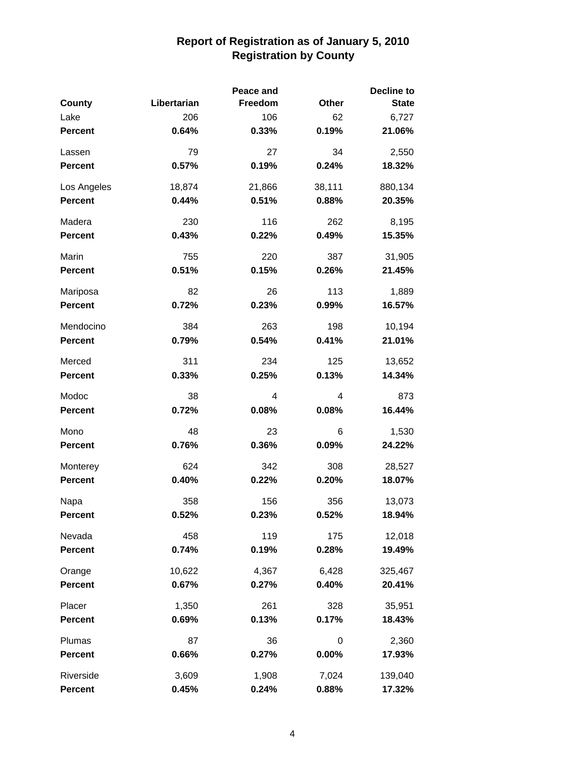# Report of Registration as of January 5, 2010
## Registration by County

| County | Libertarian | Peace and Freedom | Other | Decline to State |
|---|---|---|---|---|
| Lake | 206 | 106 | 62 | 6,727 |
| **Percent** | **0.64%** | **0.33%** | **0.19%** | **21.06%** |
| Lassen | 79 | 27 | 34 | 2,550 |
| **Percent** | **0.57%** | **0.19%** | **0.24%** | **18.32%** |
| Los Angeles | 18,874 | 21,866 | 38,111 | 880,134 |
| **Percent** | **0.44%** | **0.51%** | **0.88%** | **20.35%** |
| Madera | 230 | 116 | 262 | 8,195 |
| **Percent** | **0.43%** | **0.22%** | **0.49%** | **15.35%** |
| Marin | 755 | 220 | 387 | 31,905 |
| **Percent** | **0.51%** | **0.15%** | **0.26%** | **21.45%** |
| Mariposa | 82 | 26 | 113 | 1,889 |
| **Percent** | **0.72%** | **0.23%** | **0.99%** | **16.57%** |
| Mendocino | 384 | 263 | 198 | 10,194 |
| **Percent** | **0.79%** | **0.54%** | **0.41%** | **21.01%** |
| Merced | 311 | 234 | 125 | 13,652 |
| **Percent** | **0.33%** | **0.25%** | **0.13%** | **14.34%** |
| Modoc | 38 | 4 | 4 | 873 |
| **Percent** | **0.72%** | **0.08%** | **0.08%** | **16.44%** |
| Mono | 48 | 23 | 6 | 1,530 |
| **Percent** | **0.76%** | **0.36%** | **0.09%** | **24.22%** |
| Monterey | 624 | 342 | 308 | 28,527 |
| **Percent** | **0.40%** | **0.22%** | **0.20%** | **18.07%** |
| Napa | 358 | 156 | 356 | 13,073 |
| **Percent** | **0.52%** | **0.23%** | **0.52%** | **18.94%** |
| Nevada | 458 | 119 | 175 | 12,018 |
| **Percent** | **0.74%** | **0.19%** | **0.28%** | **19.49%** |
| Orange | 10,622 | 4,367 | 6,428 | 325,467 |
| **Percent** | **0.67%** | **0.27%** | **0.40%** | **20.41%** |
| Placer | 1,350 | 261 | 328 | 35,951 |
| **Percent** | **0.69%** | **0.13%** | **0.17%** | **18.43%** |
| Plumas | 87 | 36 | 0 | 2,360 |
| **Percent** | **0.66%** | **0.27%** | **0.00%** | **17.93%** |
| Riverside | 3,609 | 1,908 | 7,024 | 139,040 |
| **Percent** | **0.45%** | **0.24%** | **0.88%** | **17.32%** |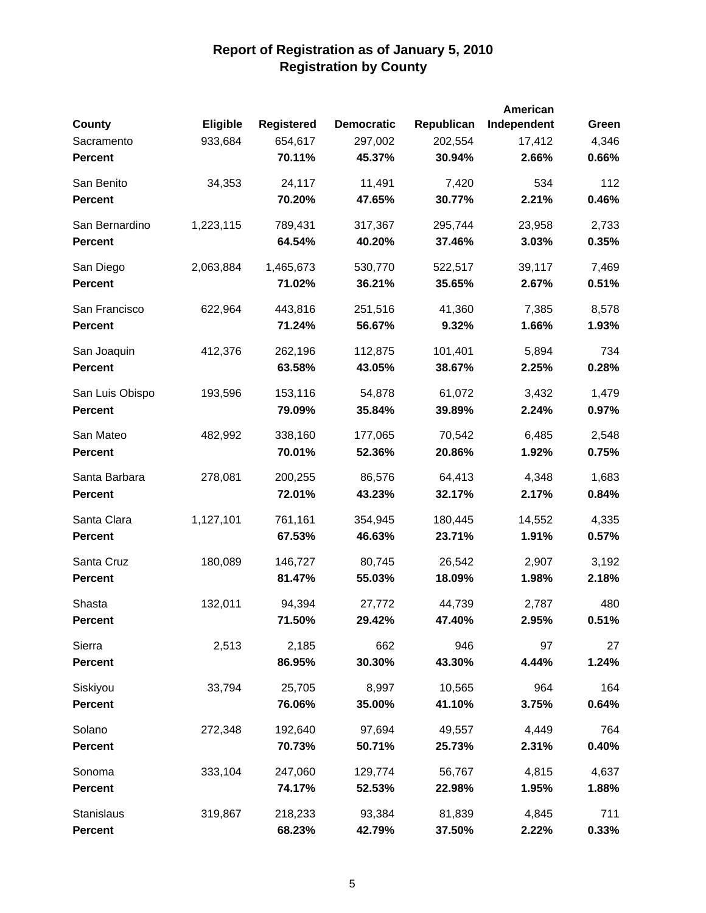# Report of Registration as of January 5, 2010
## Registration by County

| County | Eligible | Registered | Democratic | Republican | American Independent | Green |
|---|---|---|---|---|---|---|
| Sacramento | 933,684 | 654,617 | 297,002 | 202,554 | 17,412 | 4,346 |
| **Percent** | | **70.11%** | **45.37%** | **30.94%** | **2.66%** | **0.66%** |
| San Benito | 34,353 | 24,117 | 11,491 | 7,420 | 534 | 112 |
| **Percent** | | **70.20%** | **47.65%** | **30.77%** | **2.21%** | **0.46%** |
| San Bernardino | 1,223,115 | 789,431 | 317,367 | 295,744 | 23,958 | 2,733 |
| **Percent** | | **64.54%** | **40.20%** | **37.46%** | **3.03%** | **0.35%** |
| San Diego | 2,063,884 | 1,465,673 | 530,770 | 522,517 | 39,117 | 7,469 |
| **Percent** | | **71.02%** | **36.21%** | **35.65%** | **2.67%** | **0.51%** |
| San Francisco | 622,964 | 443,816 | 251,516 | 41,360 | 7,385 | 8,578 |
| **Percent** | | **71.24%** | **56.67%** | **9.32%** | **1.66%** | **1.93%** |
| San Joaquin | 412,376 | 262,196 | 112,875 | 101,401 | 5,894 | 734 |
| **Percent** | | **63.58%** | **43.05%** | **38.67%** | **2.25%** | **0.28%** |
| San Luis Obispo | 193,596 | 153,116 | 54,878 | 61,072 | 3,432 | 1,479 |
| **Percent** | | **79.09%** | **35.84%** | **39.89%** | **2.24%** | **0.97%** |
| San Mateo | 482,992 | 338,160 | 177,065 | 70,542 | 6,485 | 2,548 |
| **Percent** | | **70.01%** | **52.36%** | **20.86%** | **1.92%** | **0.75%** |
| Santa Barbara | 278,081 | 200,255 | 86,576 | 64,413 | 4,348 | 1,683 |
| **Percent** | | **72.01%** | **43.23%** | **32.17%** | **2.17%** | **0.84%** |
| Santa Clara | 1,127,101 | 761,161 | 354,945 | 180,445 | 14,552 | 4,335 |
| **Percent** | | **67.53%** | **46.63%** | **23.71%** | **1.91%** | **0.57%** |
| Santa Cruz | 180,089 | 146,727 | 80,745 | 26,542 | 2,907 | 3,192 |
| **Percent** | | **81.47%** | **55.03%** | **18.09%** | **1.98%** | **2.18%** |
| Shasta | 132,011 | 94,394 | 27,772 | 44,739 | 2,787 | 480 |
| **Percent** | | **71.50%** | **29.42%** | **47.40%** | **2.95%** | **0.51%** |
| Sierra | 2,513 | 2,185 | 662 | 946 | 97 | 27 |
| **Percent** | | **86.95%** | **30.30%** | **43.30%** | **4.44%** | **1.24%** |
| Siskiyou | 33,794 | 25,705 | 8,997 | 10,565 | 964 | 164 |
| **Percent** | | **76.06%** | **35.00%** | **41.10%** | **3.75%** | **0.64%** |
| Solano | 272,348 | 192,640 | 97,694 | 49,557 | 4,449 | 764 |
| **Percent** | | **70.73%** | **50.71%** | **25.73%** | **2.31%** | **0.40%** |
| Sonoma | 333,104 | 247,060 | 129,774 | 56,767 | 4,815 | 4,637 |
| **Percent** | | **74.17%** | **52.53%** | **22.98%** | **1.95%** | **1.88%** |
| Stanislaus | 319,867 | 218,233 | 93,384 | 81,839 | 4,845 | 711 |
| **Percent** | | **68.23%** | **42.79%** | **37.50%** | **2.22%** | **0.33%** |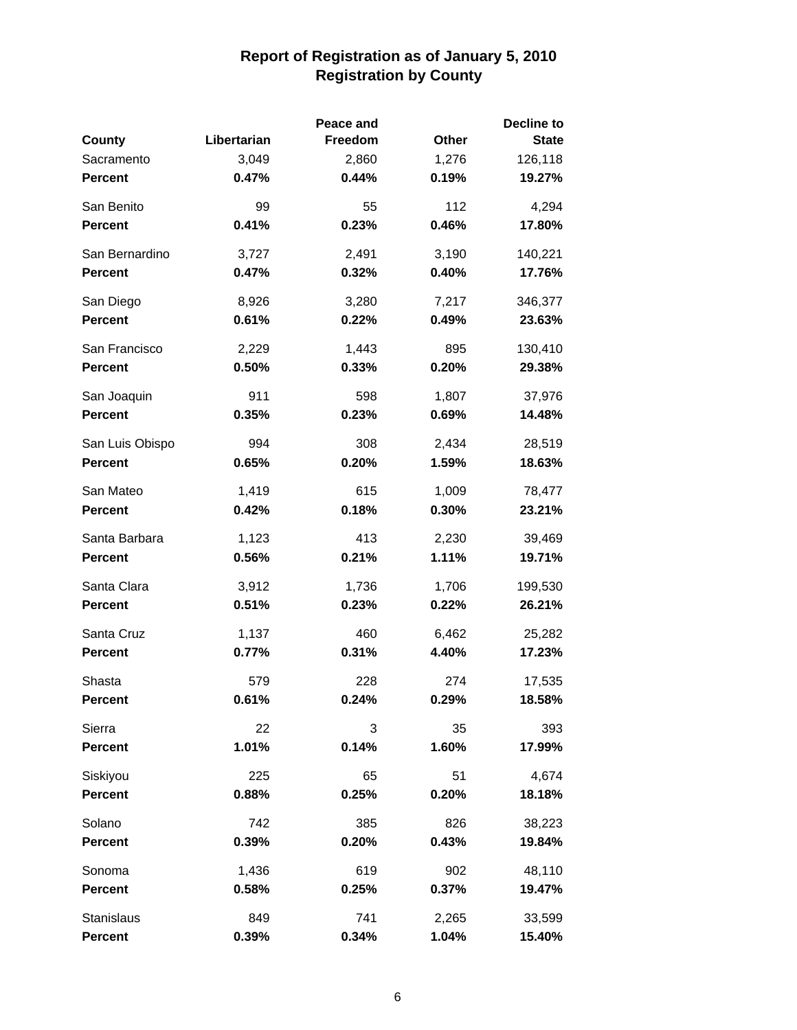# Report of Registration as of January 5, 2010
## Registration by County

| County | Libertarian | Peace and Freedom | Other | Decline to State |
|---|---|---|---|---|
| Sacramento | 3,049 | 2,860 | 1,276 | 126,118 |
| **Percent** | **0.47%** | **0.44%** | **0.19%** | **19.27%** |
| San Benito | 99 | 55 | 112 | 4,294 |
| **Percent** | **0.41%** | **0.23%** | **0.46%** | **17.80%** |
| San Bernardino | 3,727 | 2,491 | 3,190 | 140,221 |
| **Percent** | **0.47%** | **0.32%** | **0.40%** | **17.76%** |
| San Diego | 8,926 | 3,280 | 7,217 | 346,377 |
| **Percent** | **0.61%** | **0.22%** | **0.49%** | **23.63%** |
| San Francisco | 2,229 | 1,443 | 895 | 130,410 |
| **Percent** | **0.50%** | **0.33%** | **0.20%** | **29.38%** |
| San Joaquin | 911 | 598 | 1,807 | 37,976 |
| **Percent** | **0.35%** | **0.23%** | **0.69%** | **14.48%** |
| San Luis Obispo | 994 | 308 | 2,434 | 28,519 |
| **Percent** | **0.65%** | **0.20%** | **1.59%** | **18.63%** |
| San Mateo | 1,419 | 615 | 1,009 | 78,477 |
| **Percent** | **0.42%** | **0.18%** | **0.30%** | **23.21%** |
| Santa Barbara | 1,123 | 413 | 2,230 | 39,469 |
| **Percent** | **0.56%** | **0.21%** | **1.11%** | **19.71%** |
| Santa Clara | 3,912 | 1,736 | 1,706 | 199,530 |
| **Percent** | **0.51%** | **0.23%** | **0.22%** | **26.21%** |
| Santa Cruz | 1,137 | 460 | 6,462 | 25,282 |
| **Percent** | **0.77%** | **0.31%** | **4.40%** | **17.23%** |
| Shasta | 579 | 228 | 274 | 17,535 |
| **Percent** | **0.61%** | **0.24%** | **0.29%** | **18.58%** |
| Sierra | 22 | 3 | 35 | 393 |
| **Percent** | **1.01%** | **0.14%** | **1.60%** | **17.99%** |
| Siskiyou | 225 | 65 | 51 | 4,674 |
| **Percent** | **0.88%** | **0.25%** | **0.20%** | **18.18%** |
| Solano | 742 | 385 | 826 | 38,223 |
| **Percent** | **0.39%** | **0.20%** | **0.43%** | **19.84%** |
| Sonoma | 1,436 | 619 | 902 | 48,110 |
| **Percent** | **0.58%** | **0.25%** | **0.37%** | **19.47%** |
| Stanislaus | 849 | 741 | 2,265 | 33,599 |
| **Percent** | **0.39%** | **0.34%** | **1.04%** | **15.40%** |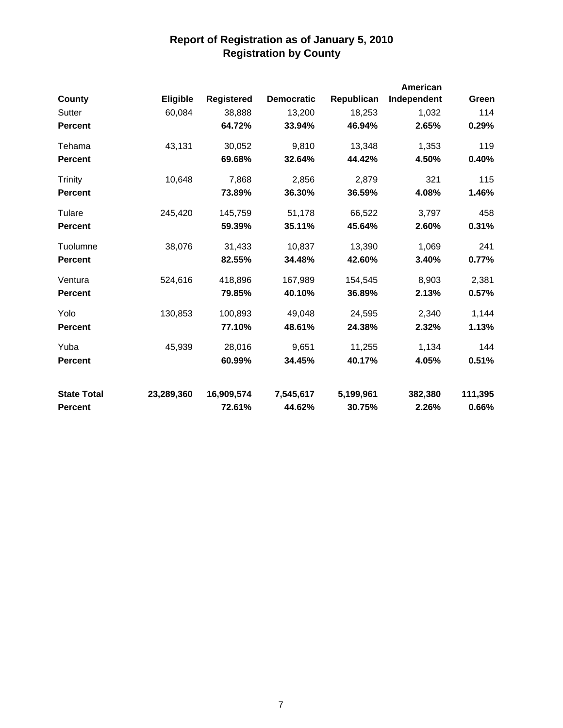# Report of Registration as of January 5, 2010
## Registration by County

| County | Eligible | Registered | Democratic | Republican | American Independent | Green |
|---|---|---|---|---|---|---|
| Sutter | 60,084 | 38,888 | 13,200 | 18,253 | 1,032 | 114 |
| **Percent** | | **64.72%** | **33.94%** | **46.94%** | **2.65%** | **0.29%** |
| Tehama | 43,131 | 30,052 | 9,810 | 13,348 | 1,353 | 119 |
| **Percent** | | **69.68%** | **32.64%** | **44.42%** | **4.50%** | **0.40%** |
| Trinity | 10,648 | 7,868 | 2,856 | 2,879 | 321 | 115 |
| **Percent** | | **73.89%** | **36.30%** | **36.59%** | **4.08%** | **1.46%** |
| Tulare | 245,420 | 145,759 | 51,178 | 66,522 | 3,797 | 458 |
| **Percent** | | **59.39%** | **35.11%** | **45.64%** | **2.60%** | **0.31%** |
| Tuolumne | 38,076 | 31,433 | 10,837 | 13,390 | 1,069 | 241 |
| **Percent** | | **82.55%** | **34.48%** | **42.60%** | **3.40%** | **0.77%** |
| Ventura | 524,616 | 418,896 | 167,989 | 154,545 | 8,903 | 2,381 |
| **Percent** | | **79.85%** | **40.10%** | **36.89%** | **2.13%** | **0.57%** |
| Yolo | 130,853 | 100,893 | 49,048 | 24,595 | 2,340 | 1,144 |
| **Percent** | | **77.10%** | **48.61%** | **24.38%** | **2.32%** | **1.13%** |
| Yuba | 45,939 | 28,016 | 9,651 | 11,255 | 1,134 | 144 |
| **Percent** | | **60.99%** | **34.45%** | **40.17%** | **4.05%** | **0.51%** |
| **State Total** | **23,289,360** | **16,909,574** | **7,545,617** | **5,199,961** | **382,380** | **111,395** |
| **Percent** | | **72.61%** | **44.62%** | **30.75%** | **2.26%** | **0.66%** |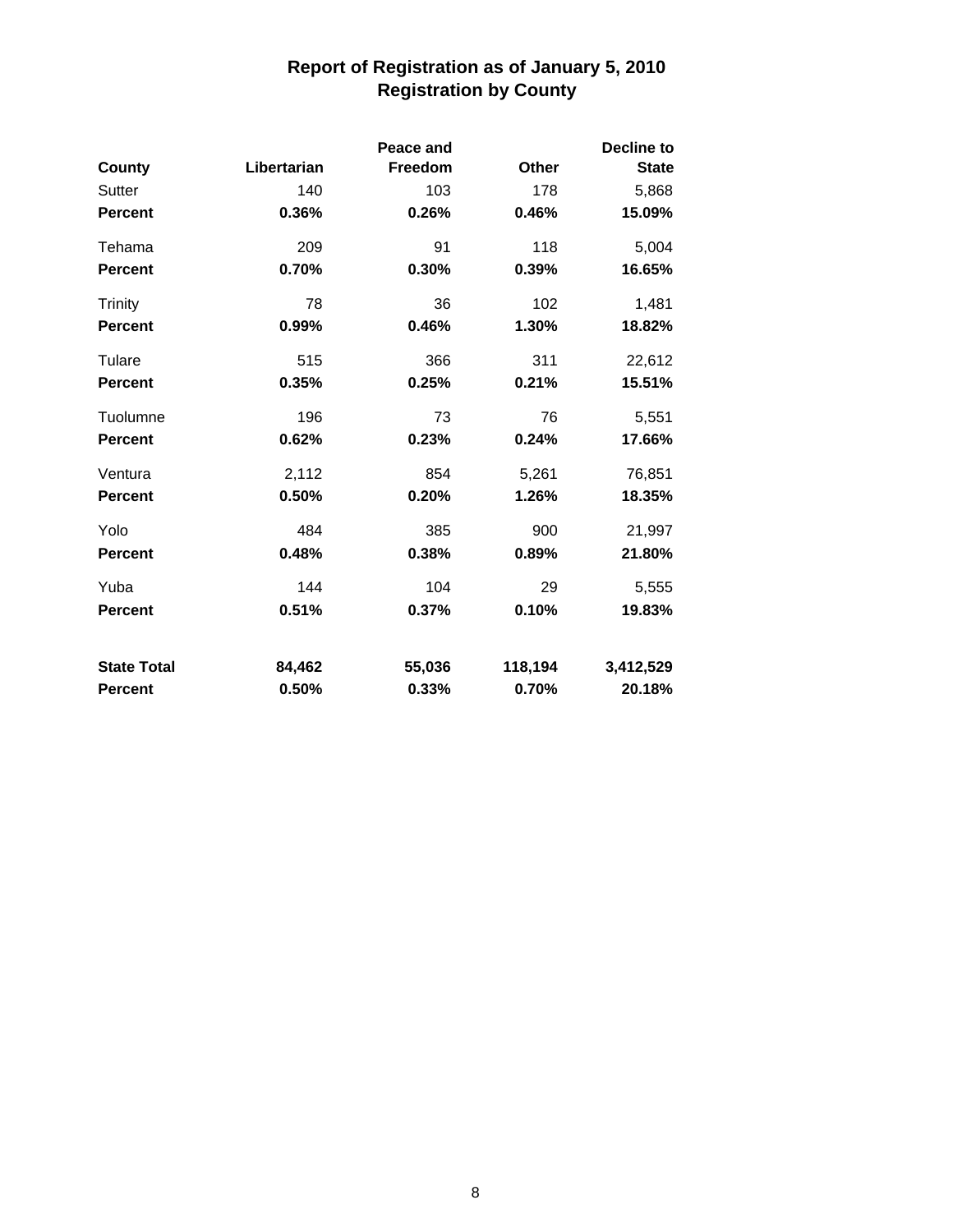# Report of Registration as of January 5, 2010
## Registration by County

| County | Libertarian | Peace and Freedom | Other | Decline to State |
|---|---|---|---|---|
| Sutter | 140 | 103 | 178 | 5,868 |
| **Percent** | **0.36%** | **0.26%** | **0.46%** | **15.09%** |
| Tehama | 209 | 91 | 118 | 5,004 |
| **Percent** | **0.70%** | **0.30%** | **0.39%** | **16.65%** |
| Trinity | 78 | 36 | 102 | 1,481 |
| **Percent** | **0.99%** | **0.46%** | **1.30%** | **18.82%** |
| Tulare | 515 | 366 | 311 | 22,612 |
| **Percent** | **0.35%** | **0.25%** | **0.21%** | **15.51%** |
| Tuolumne | 196 | 73 | 76 | 5,551 |
| **Percent** | **0.62%** | **0.23%** | **0.24%** | **17.66%** |
| Ventura | 2,112 | 854 | 5,261 | 76,851 |
| **Percent** | **0.50%** | **0.20%** | **1.26%** | **18.35%** |
| Yolo | 484 | 385 | 900 | 21,997 |
| **Percent** | **0.48%** | **0.38%** | **0.89%** | **21.80%** |
| Yuba | 144 | 104 | 29 | 5,555 |
| **Percent** | **0.51%** | **0.37%** | **0.10%** | **19.83%** |
| **State Total** | **84,462** | **55,036** | **118,194** | **3,412,529** |
| **Percent** | **0.50%** | **0.33%** | **0.70%** | **20.18%** |